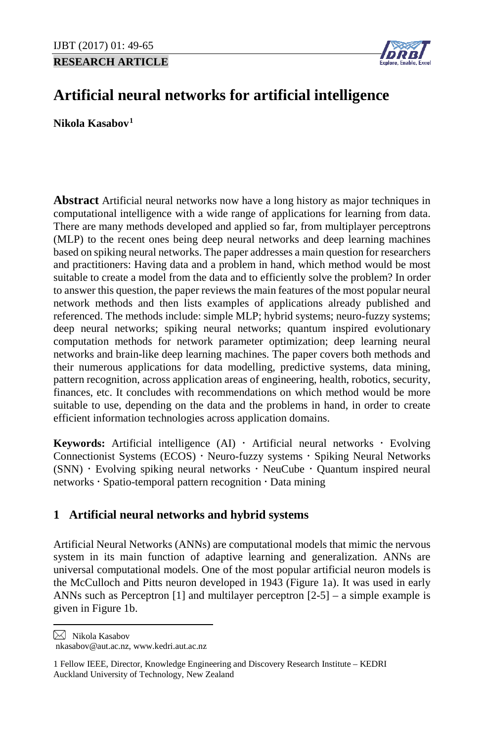**RESEARCH ARTICLE**

# Artificial neural networks for artificial intelligence

**Nikola Kasabov**[1]

**Abstract** Artificial neural networks now have a long history as major techniques in computational intelligence with a wide range of applications for learning from data. There are many methods developed and applied so far, from multiplayer perceptrons (MLP) to the recent ones being deep neural networks and deep learning machines based on spiking neural networks. The paper addresses a main question for researchers and practitioners: Having data and a problem in hand, which method would be most suitable to create a model from the data and to efficiently solve the problem? In order to answer this question, the paper reviews the main features of the most popular neural network methods and then lists examples of applications already published and referenced. The methods include: simple MLP; hybrid systems; neuro-fuzzy systems; deep neural networks; spiking neural networks; quantum inspired evolutionary computation methods for network parameter optimization; deep learning neural networks and brain-like deep learning machines. The paper covers both methods and their numerous applications for data modelling, predictive systems, data mining, pattern recognition, across application areas of engineering, health, robotics, security, finances, etc. It concludes with recommendations on which method would be more suitable to use, depending on the data and the problems in hand, in order to create efficient information technologies across application domains.

**Keywords:** Artificial intelligence (AI) · Artificial neural networks · Evolving Connectionist Systems (ECOS) · Neuro-fuzzy systems · Spiking Neural Networks (SNN) · Evolving spiking neural networks · NeuCube · Quantum inspired neural networks · Spatio-temporal pattern recognition · Data mining

## 1 Artificial neural networks and hybrid systems

Artificial Neural Networks (ANNs) are computational models that mimic the nervous system in its main function of adaptive learning and generalization. ANNs are universal computational models. One of the most popular artificial neuron models is the McCulloch and Pitts neuron developed in 1943 (Figure 1a). It was used in early ANNs such as Perceptron [1] and multilayer perceptron [2-5] – a simple example is given in Figure 1b.

---

✉ Nikola Kasabov
nkasabov@aut.ac.nz, www.kedri.aut.ac.nz

1 Fellow IEEE, Director, Knowledge Engineering and Discovery Research Institute – KEDRI
Auckland University of Technology, New Zealand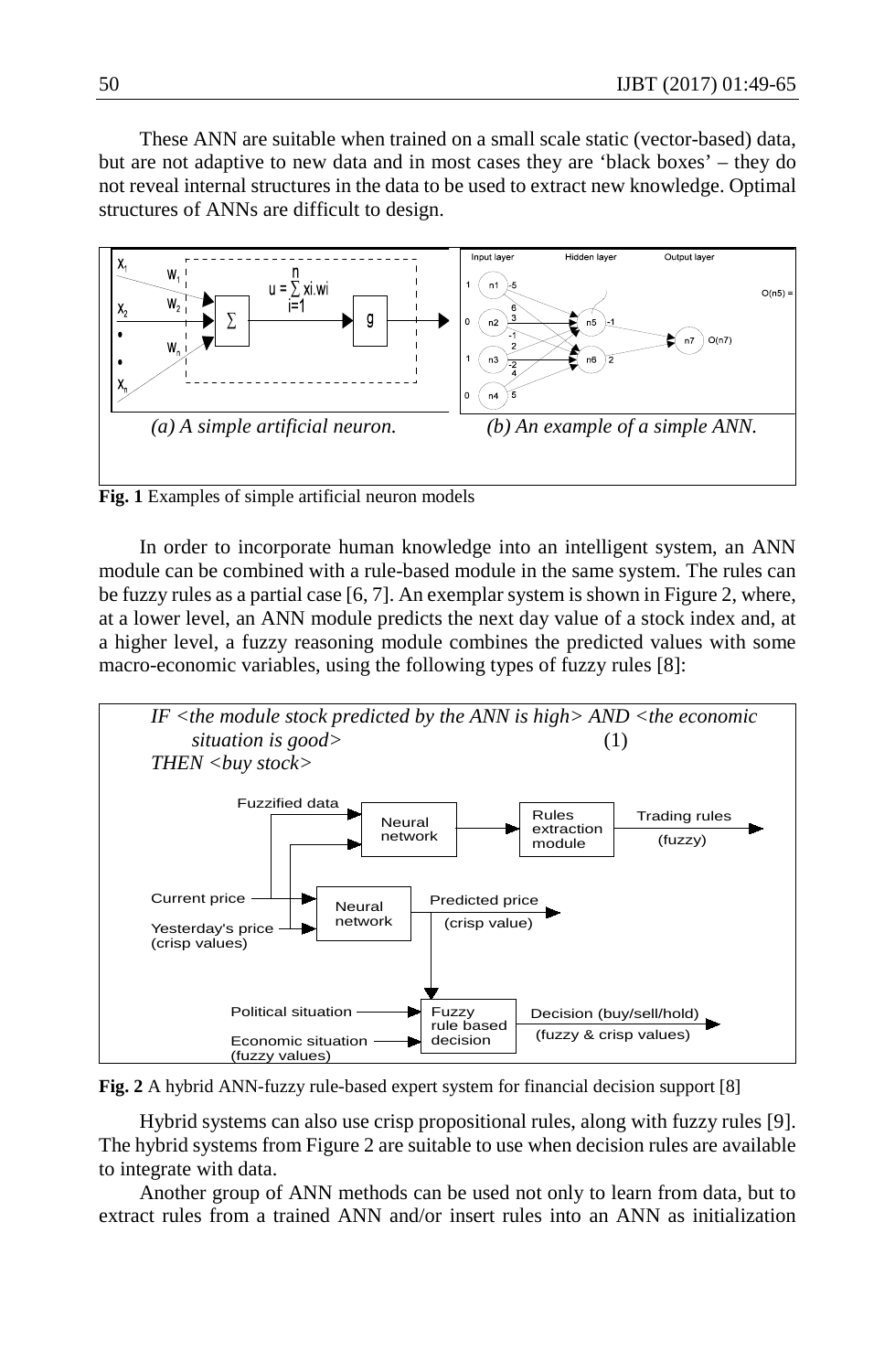These ANN are suitable when trained on a small scale static (vector-based) data, but are not adaptive to new data and in most cases they are 'black boxes' – they do not reveal internal structures in the data to be used to extract new knowledge. Optimal structures of ANNs are difficult to design.

*(a) A simple artificial neuron.* *(b) An example of a simple ANN.*

**Fig. 1** Examples of simple artificial neuron models

In order to incorporate human knowledge into an intelligent system, an ANN module can be combined with a rule-based module in the same system. The rules can be fuzzy rules as a partial case [6, 7]. An exemplar system is shown in Figure 2, where, at a lower level, an ANN module predicts the next day value of a stock index and, at a higher level, a fuzzy reasoning module combines the predicted values with some macro-economic variables, using the following types of fuzzy rules [8]:

*IF <the module stock predicted by the ANN is high> AND <the economic situation is good>* (1)
*THEN <buy stock>*

**Fig. 2** A hybrid ANN-fuzzy rule-based expert system for financial decision support [8]

Hybrid systems can also use crisp propositional rules, along with fuzzy rules [9]. The hybrid systems from Figure 2 are suitable to use when decision rules are available to integrate with data.

Another group of ANN methods can be used not only to learn from data, but to extract rules from a trained ANN and/or insert rules into an ANN as initialization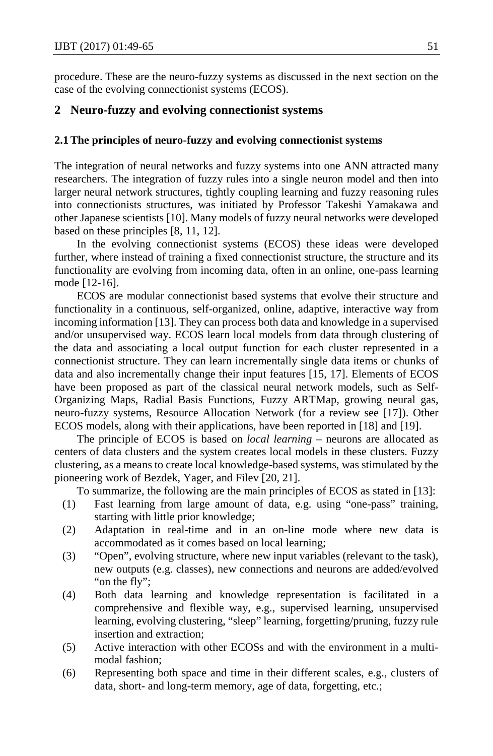procedure. These are the neuro-fuzzy systems as discussed in the next section on the case of the evolving connectionist systems (ECOS).

## 2 Neuro-fuzzy and evolving connectionist systems

### 2.1 The principles of neuro-fuzzy and evolving connectionist systems

The integration of neural networks and fuzzy systems into one ANN attracted many researchers. The integration of fuzzy rules into a single neuron model and then into larger neural network structures, tightly coupling learning and fuzzy reasoning rules into connectionists structures, was initiated by Professor Takeshi Yamakawa and other Japanese scientists [10]. Many models of fuzzy neural networks were developed based on these principles [8, 11, 12].

In the evolving connectionist systems (ECOS) these ideas were developed further, where instead of training a fixed connectionist structure, the structure and its functionality are evolving from incoming data, often in an online, one-pass learning mode [12-16].

ECOS are modular connectionist based systems that evolve their structure and functionality in a continuous, self-organized, online, adaptive, interactive way from incoming information [13]. They can process both data and knowledge in a supervised and/or unsupervised way. ECOS learn local models from data through clustering of the data and associating a local output function for each cluster represented in a connectionist structure. They can learn incrementally single data items or chunks of data and also incrementally change their input features [15, 17]. Elements of ECOS have been proposed as part of the classical neural network models, such as Self-Organizing Maps, Radial Basis Functions, Fuzzy ARTMap, growing neural gas, neuro-fuzzy systems, Resource Allocation Network (for a review see [17]). Other ECOS models, along with their applications, have been reported in [18] and [19].

The principle of ECOS is based on *local learning* – neurons are allocated as centers of data clusters and the system creates local models in these clusters. Fuzzy clustering, as a means to create local knowledge-based systems, was stimulated by the pioneering work of Bezdek, Yager, and Filev [20, 21].

To summarize, the following are the main principles of ECOS as stated in [13]:

(1) Fast learning from large amount of data, e.g. using "one-pass" training, starting with little prior knowledge;

(2) Adaptation in real-time and in an on-line mode where new data is accommodated as it comes based on local learning;

(3) "Open", evolving structure, where new input variables (relevant to the task), new outputs (e.g. classes), new connections and neurons are added/evolved "on the fly";

(4) Both data learning and knowledge representation is facilitated in a comprehensive and flexible way, e.g., supervised learning, unsupervised learning, evolving clustering, "sleep" learning, forgetting/pruning, fuzzy rule insertion and extraction;

(5) Active interaction with other ECOSs and with the environment in a multi-modal fashion;

(6) Representing both space and time in their different scales, e.g., clusters of data, short- and long-term memory, age of data, forgetting, etc.;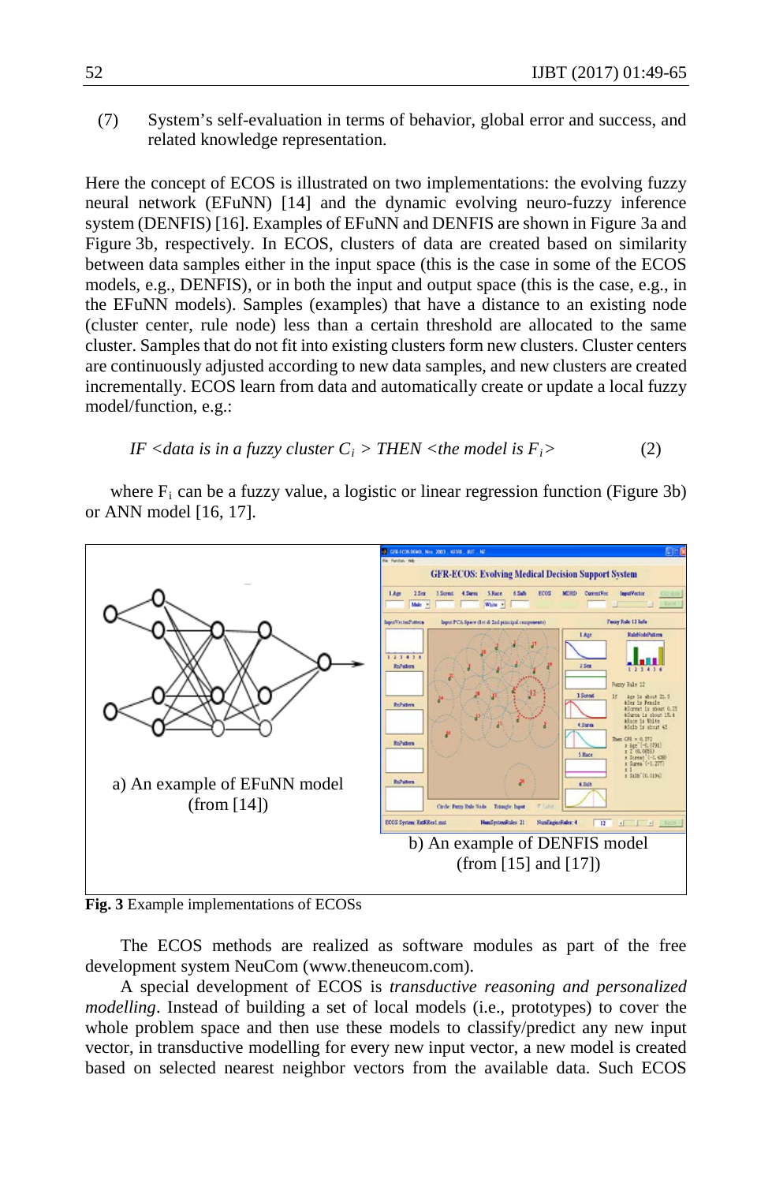(7) System's self-evaluation in terms of behavior, global error and success, and related knowledge representation.

Here the concept of ECOS is illustrated on two implementations: the evolving fuzzy neural network (EFuNN) [14] and the dynamic evolving neuro-fuzzy inference system (DENFIS) [16]. Examples of EFuNN and DENFIS are shown in Figure 3a and Figure 3b, respectively. In ECOS, clusters of data are created based on similarity between data samples either in the input space (this is the case in some of the ECOS models, e.g., DENFIS), or in both the input and output space (this is the case, e.g., in the EFuNN models). Samples (examples) that have a distance to an existing node (cluster center, rule node) less than a certain threshold are allocated to the same cluster. Samples that do not fit into existing clusters form new clusters. Cluster centers are continuously adjusted according to new data samples, and new clusters are created incrementally. ECOS learn from data and automatically create or update a local fuzzy model/function, e.g.:

$$IF <\text{data is in a fuzzy cluster } C_i> THEN <\text{the model is } F_i> \quad (2)$$

where $F_i$ can be a fuzzy value, a logistic or linear regression function (Figure 3b) or ANN model [16, 17].

a) An example of EFuNN model (from [14])

b) An example of DENFIS model (from [15] and [17])

**Fig. 3** Example implementations of ECOSs

The ECOS methods are realized as software modules as part of the free development system NeuCom (www.theneucom.com).

A special development of ECOS is *transductive reasoning and personalized modelling*. Instead of building a set of local models (i.e., prototypes) to cover the whole problem space and then use these models to classify/predict any new input vector, in transductive modelling for every new input vector, a new model is created based on selected nearest neighbor vectors from the available data. Such ECOS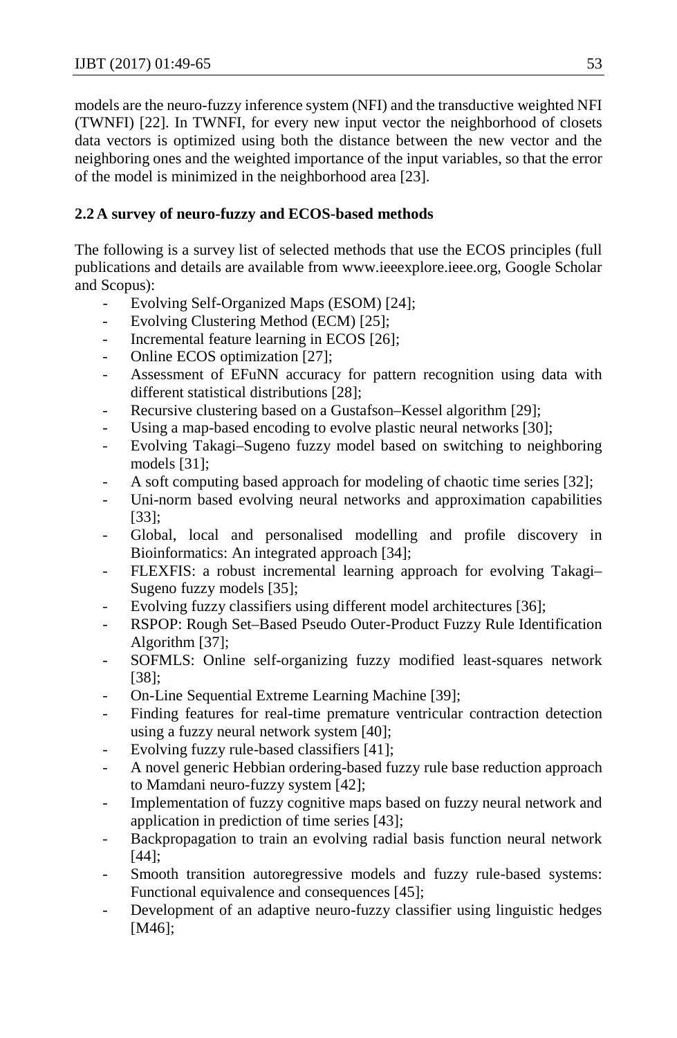models are the neuro-fuzzy inference system (NFI) and the transductive weighted NFI (TWNFI) [22]. In TWNFI, for every new input vector the neighborhood of closets data vectors is optimized using both the distance between the new vector and the neighboring ones and the weighted importance of the input variables, so that the error of the model is minimized in the neighborhood area [23].

### 2.2 A survey of neuro-fuzzy and ECOS-based methods

The following is a survey list of selected methods that use the ECOS principles (full publications and details are available from www.ieeexplore.ieee.org, Google Scholar and Scopus):

- Evolving Self-Organized Maps (ESOM) [24];
- Evolving Clustering Method (ECM) [25];
- Incremental feature learning in ECOS [26];
- Online ECOS optimization [27];
- Assessment of EFuNN accuracy for pattern recognition using data with different statistical distributions [28];
- Recursive clustering based on a Gustafson–Kessel algorithm [29];
- Using a map-based encoding to evolve plastic neural networks [30];
- Evolving Takagi–Sugeno fuzzy model based on switching to neighboring models [31];
- A soft computing based approach for modeling of chaotic time series [32];
- Uni-norm based evolving neural networks and approximation capabilities [33];
- Global, local and personalised modelling and profile discovery in Bioinformatics: An integrated approach [34];
- FLEXFIS: a robust incremental learning approach for evolving Takagi–Sugeno fuzzy models [35];
- Evolving fuzzy classifiers using different model architectures [36];
- RSPOP: Rough Set–Based Pseudo Outer-Product Fuzzy Rule Identification Algorithm [37];
- SOFMLS: Online self-organizing fuzzy modified least-squares network [38];
- On-Line Sequential Extreme Learning Machine [39];
- Finding features for real-time premature ventricular contraction detection using a fuzzy neural network system [40];
- Evolving fuzzy rule-based classifiers [41];
- A novel generic Hebbian ordering-based fuzzy rule base reduction approach to Mamdani neuro-fuzzy system [42];
- Implementation of fuzzy cognitive maps based on fuzzy neural network and application in prediction of time series [43];
- Backpropagation to train an evolving radial basis function neural network [44];
- Smooth transition autoregressive models and fuzzy rule-based systems: Functional equivalence and consequences [45];
- Development of an adaptive neuro-fuzzy classifier using linguistic hedges [M46];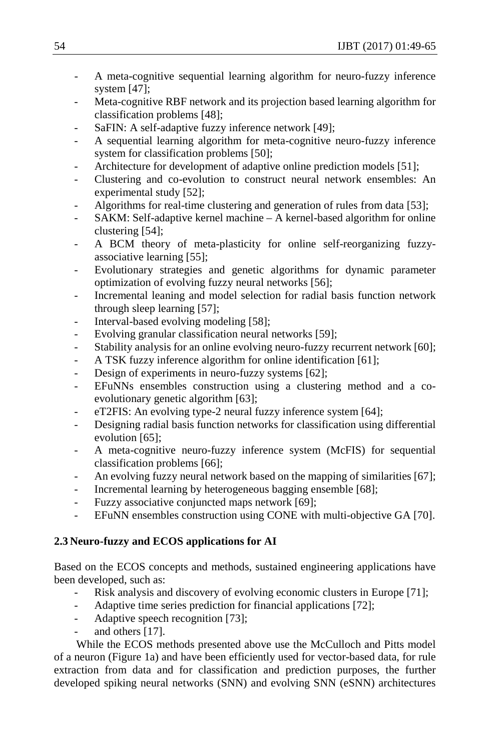- A meta-cognitive sequential learning algorithm for neuro-fuzzy inference system [47];
- Meta-cognitive RBF network and its projection based learning algorithm for classification problems [48];
- SaFIN: A self-adaptive fuzzy inference network [49];
- A sequential learning algorithm for meta-cognitive neuro-fuzzy inference system for classification problems [50];
- Architecture for development of adaptive online prediction models [51];
- Clustering and co-evolution to construct neural network ensembles: An experimental study [52];
- Algorithms for real-time clustering and generation of rules from data [53];
- SAKM: Self-adaptive kernel machine – A kernel-based algorithm for online clustering [54];
- A BCM theory of meta-plasticity for online self-reorganizing fuzzy-associative learning [55];
- Evolutionary strategies and genetic algorithms for dynamic parameter optimization of evolving fuzzy neural networks [56];
- Incremental leaning and model selection for radial basis function network through sleep learning [57];
- Interval-based evolving modeling [58];
- Evolving granular classification neural networks [59];
- Stability analysis for an online evolving neuro-fuzzy recurrent network [60];
- A TSK fuzzy inference algorithm for online identification [61];
- Design of experiments in neuro-fuzzy systems [62];
- EFuNNs ensembles construction using a clustering method and a co-evolutionary genetic algorithm [63];
- eT2FIS: An evolving type-2 neural fuzzy inference system [64];
- Designing radial basis function networks for classification using differential evolution [65];
- A meta-cognitive neuro-fuzzy inference system (McFIS) for sequential classification problems [66];
- An evolving fuzzy neural network based on the mapping of similarities [67];
- Incremental learning by heterogeneous bagging ensemble [68];
- Fuzzy associative conjuncted maps network [69];
- EFuNN ensembles construction using CONE with multi-objective GA [70].

### 2.3 Neuro-fuzzy and ECOS applications for AI

Based on the ECOS concepts and methods, sustained engineering applications have been developed, such as:

- Risk analysis and discovery of evolving economic clusters in Europe [71];
- Adaptive time series prediction for financial applications [72];
- Adaptive speech recognition [73];
- and others [17].

While the ECOS methods presented above use the McCulloch and Pitts model of a neuron (Figure 1a) and have been efficiently used for vector-based data, for rule extraction from data and for classification and prediction purposes, the further developed spiking neural networks (SNN) and evolving SNN (eSNN) architectures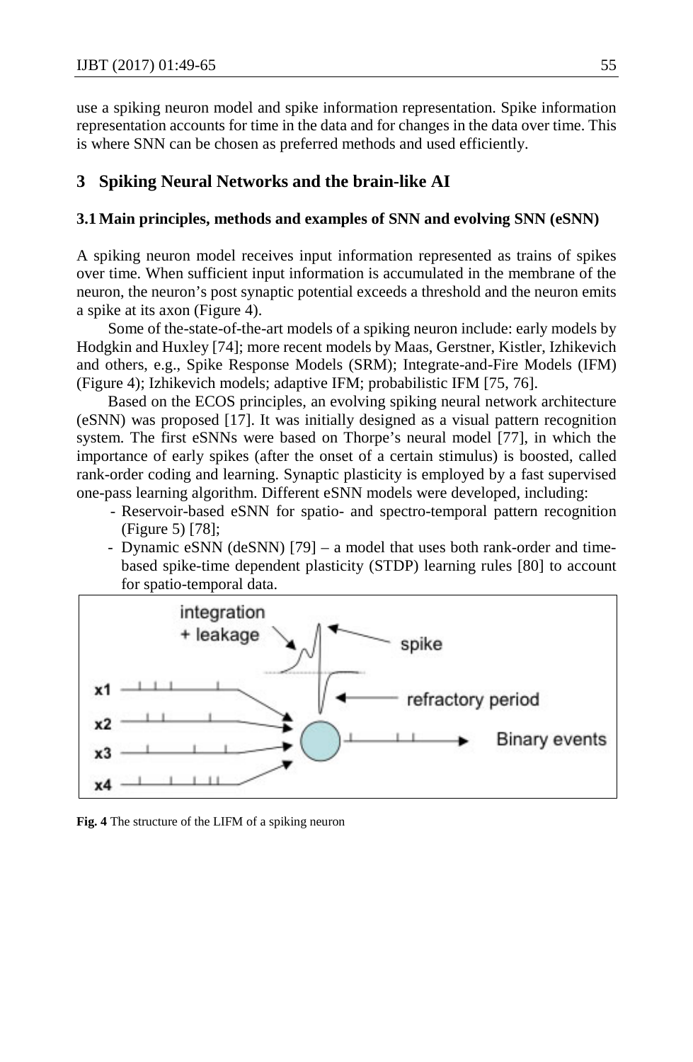use a spiking neuron model and spike information representation. Spike information representation accounts for time in the data and for changes in the data over time. This is where SNN can be chosen as preferred methods and used efficiently.

## 3 Spiking Neural Networks and the brain-like AI

### 3.1 Main principles, methods and examples of SNN and evolving SNN (eSNN)

A spiking neuron model receives input information represented as trains of spikes over time. When sufficient input information is accumulated in the membrane of the neuron, the neuron's post synaptic potential exceeds a threshold and the neuron emits a spike at its axon (Figure 4).

Some of the-state-of-the-art models of a spiking neuron include: early models by Hodgkin and Huxley [74]; more recent models by Maas, Gerstner, Kistler, Izhikevich and others, e.g., Spike Response Models (SRM); Integrate-and-Fire Models (IFM) (Figure 4); Izhikevich models; adaptive IFM; probabilistic IFM [75, 76].

Based on the ECOS principles, an evolving spiking neural network architecture (eSNN) was proposed [17]. It was initially designed as a visual pattern recognition system. The first eSNNs were based on Thorpe's neural model [77], in which the importance of early spikes (after the onset of a certain stimulus) is boosted, called rank-order coding and learning. Synaptic plasticity is employed by a fast supervised one-pass learning algorithm. Different eSNN models were developed, including:

- Reservoir-based eSNN for spatio- and spectro-temporal pattern recognition (Figure 5) [78];
- Dynamic eSNN (deSNN) [79] – a model that uses both rank-order and time-based spike-time dependent plasticity (STDP) learning rules [80] to account for spatio-temporal data.

**Fig. 4** The structure of the LIFM of a spiking neuron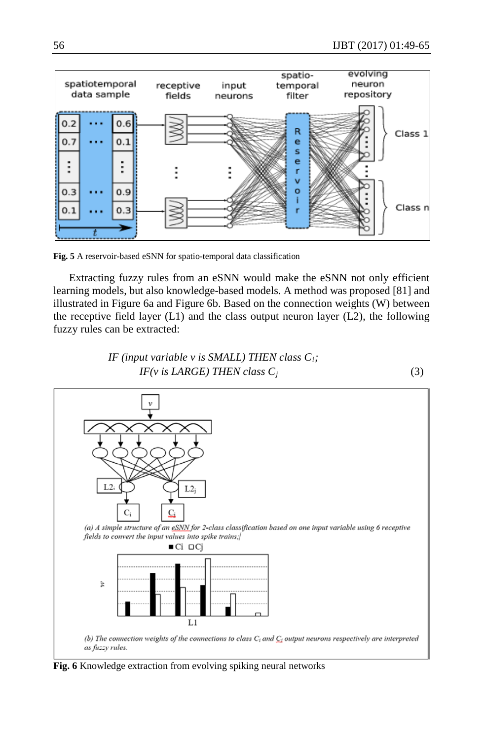**Fig. 5** A reservoir-based eSNN for spatio-temporal data classification

Extracting fuzzy rules from an eSNN would make the eSNN not only efficient learning models, but also knowledge-based models. A method was proposed [81] and illustrated in Figure 6a and Figure 6b. Based on the connection weights (W) between the receptive field layer (L1) and the class output neuron layer (L2), the following fuzzy rules can be extracted:

$$\textit{IF (input variable v is SMALL) THEN class } C_i; \quad \textit{IF(v is LARGE) THEN class } C_j \tag{3}$$

(a) A simple structure of an eSNN for 2-class classification based on one input variable using 6 receptive fields to convert the input values into spike trains;

(b) The connection weights of the connections to class $C_i$ and $C_j$ output neurons respectively are interpreted as fuzzy rules.

**Fig. 6** Knowledge extraction from evolving spiking neural networks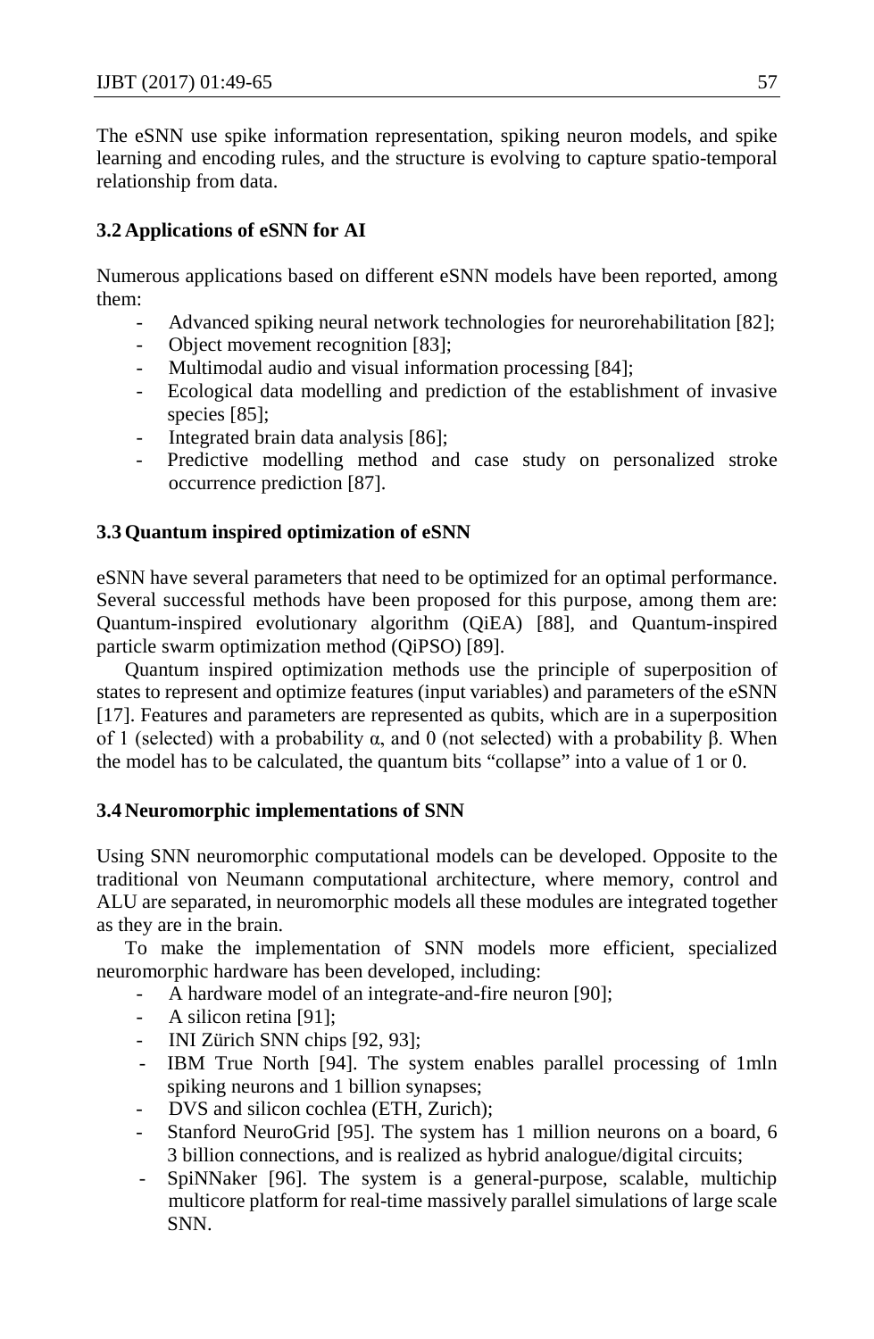The eSNN use spike information representation, spiking neuron models, and spike learning and encoding rules, and the structure is evolving to capture spatio-temporal relationship from data.

### 3.2 Applications of eSNN for AI

Numerous applications based on different eSNN models have been reported, among them:

- Advanced spiking neural network technologies for neurorehabilitation [82];
- Object movement recognition [83];
- Multimodal audio and visual information processing [84];
- Ecological data modelling and prediction of the establishment of invasive species [85];
- Integrated brain data analysis [86];
- Predictive modelling method and case study on personalized stroke occurrence prediction [87].

### 3.3 Quantum inspired optimization of eSNN

eSNN have several parameters that need to be optimized for an optimal performance. Several successful methods have been proposed for this purpose, among them are: Quantum-inspired evolutionary algorithm (QiEA) [88], and Quantum-inspired particle swarm optimization method (QiPSO) [89].

Quantum inspired optimization methods use the principle of superposition of states to represent and optimize features (input variables) and parameters of the eSNN [17]. Features and parameters are represented as qubits, which are in a superposition of 1 (selected) with a probability α, and 0 (not selected) with a probability β. When the model has to be calculated, the quantum bits "collapse" into a value of 1 or 0.

### 3.4 Neuromorphic implementations of SNN

Using SNN neuromorphic computational models can be developed. Opposite to the traditional von Neumann computational architecture, where memory, control and ALU are separated, in neuromorphic models all these modules are integrated together as they are in the brain.

To make the implementation of SNN models more efficient, specialized neuromorphic hardware has been developed, including:

- A hardware model of an integrate-and-fire neuron [90];
- A silicon retina [91];
- INI Zürich SNN chips [92, 93];
- IBM True North [94]. The system enables parallel processing of 1mln spiking neurons and 1 billion synapses;
- DVS and silicon cochlea (ETH, Zurich);
- Stanford NeuroGrid [95]. The system has 1 million neurons on a board, 6 3 billion connections, and is realized as hybrid analogue/digital circuits;
- SpiNNaker [96]. The system is a general-purpose, scalable, multichip multicore platform for real-time massively parallel simulations of large scale SNN.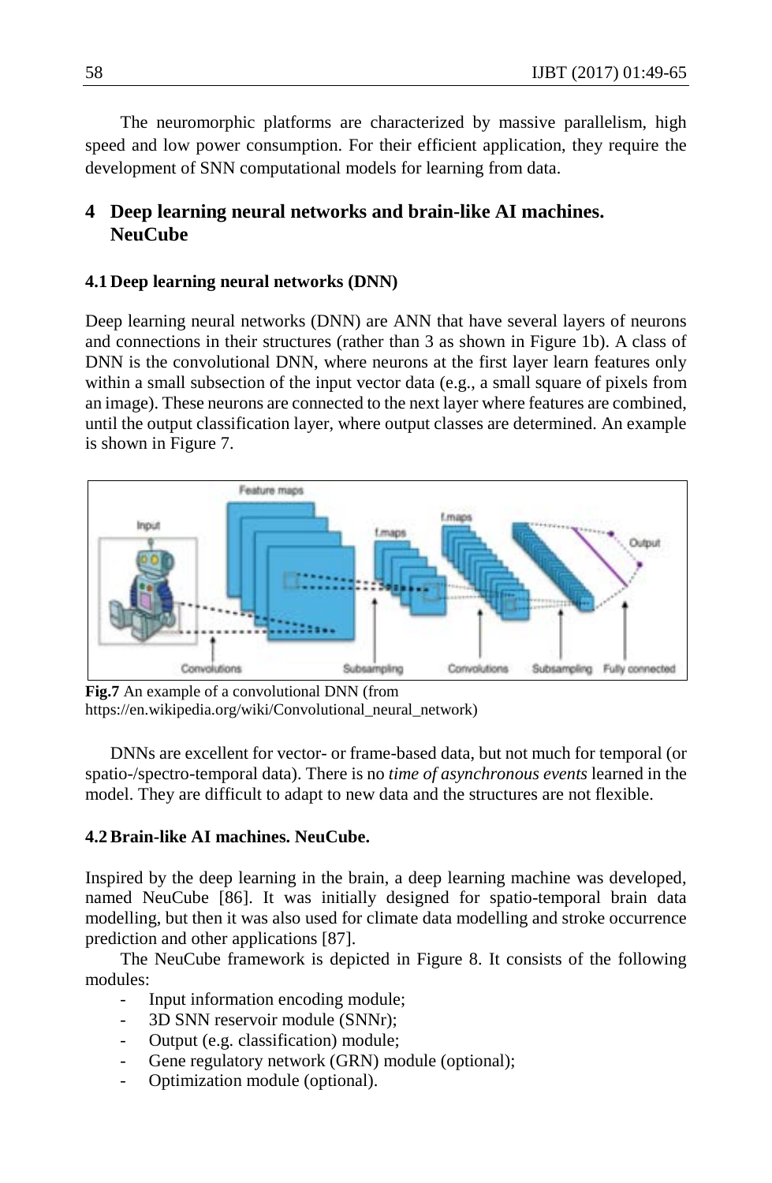The neuromorphic platforms are characterized by massive parallelism, high speed and low power consumption. For their efficient application, they require the development of SNN computational models for learning from data.

# 4 Deep learning neural networks and brain-like AI machines. NeuCube

## 4.1 Deep learning neural networks (DNN)

Deep learning neural networks (DNN) are ANN that have several layers of neurons and connections in their structures (rather than 3 as shown in Figure 1b). A class of DNN is the convolutional DNN, where neurons at the first layer learn features only within a small subsection of the input vector data (e.g., a small square of pixels from an image). These neurons are connected to the next layer where features are combined, until the output classification layer, where output classes are determined. An example is shown in Figure 7.

**Fig.7** An example of a convolutional DNN (from https://en.wikipedia.org/wiki/Convolutional_neural_network)

DNNs are excellent for vector- or frame-based data, but not much for temporal (or spatio-/spectro-temporal data). There is no *time of asynchronous events* learned in the model. They are difficult to adapt to new data and the structures are not flexible.

## 4.2 Brain-like AI machines. NeuCube.

Inspired by the deep learning in the brain, a deep learning machine was developed, named NeuCube [86]. It was initially designed for spatio-temporal brain data modelling, but then it was also used for climate data modelling and stroke occurrence prediction and other applications [87].

The NeuCube framework is depicted in Figure 8. It consists of the following modules:

- Input information encoding module;
- 3D SNN reservoir module (SNNr);
- Output (e.g. classification) module;
- Gene regulatory network (GRN) module (optional);
- Optimization module (optional).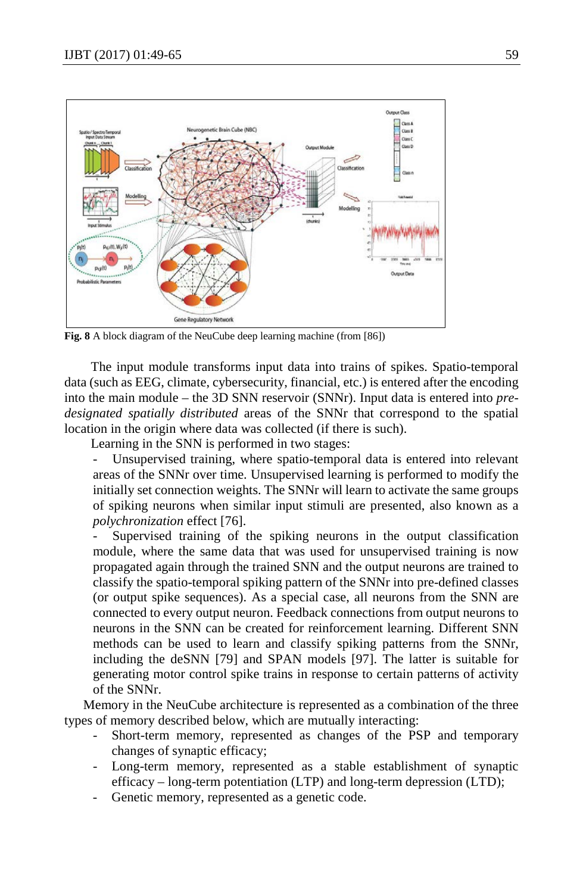**Fig. 8** A block diagram of the NeuCube deep learning machine (from [86])

The input module transforms input data into trains of spikes. Spatio-temporal data (such as EEG, climate, cybersecurity, financial, etc.) is entered after the encoding into the main module – the 3D SNN reservoir (SNNr). Input data is entered into *pre-designated spatially distributed* areas of the SNNr that correspond to the spatial location in the origin where data was collected (if there is such).

Learning in the SNN is performed in two stages:

- Unsupervised training, where spatio-temporal data is entered into relevant areas of the SNNr over time. Unsupervised learning is performed to modify the initially set connection weights. The SNNr will learn to activate the same groups of spiking neurons when similar input stimuli are presented, also known as a *polychronization* effect [76].
- Supervised training of the spiking neurons in the output classification module, where the same data that was used for unsupervised training is now propagated again through the trained SNN and the output neurons are trained to classify the spatio-temporal spiking pattern of the SNNr into pre-defined classes (or output spike sequences). As a special case, all neurons from the SNN are connected to every output neuron. Feedback connections from output neurons to neurons in the SNN can be created for reinforcement learning. Different SNN methods can be used to learn and classify spiking patterns from the SNNr, including the deSNN [79] and SPAN models [97]. The latter is suitable for generating motor control spike trains in response to certain patterns of activity of the SNNr.

Memory in the NeuCube architecture is represented as a combination of the three types of memory described below, which are mutually interacting:

- Short-term memory, represented as changes of the PSP and temporary changes of synaptic efficacy;
- Long-term memory, represented as a stable establishment of synaptic efficacy – long-term potentiation (LTP) and long-term depression (LTD);
- Genetic memory, represented as a genetic code.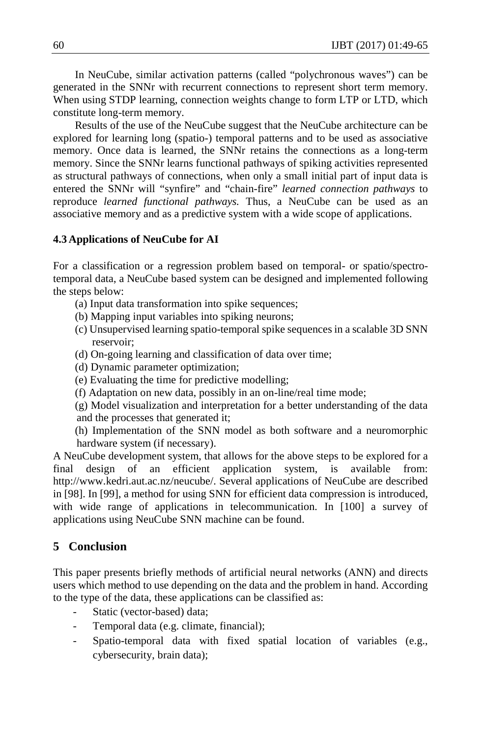In NeuCube, similar activation patterns (called "polychronous waves") can be generated in the SNNr with recurrent connections to represent short term memory. When using STDP learning, connection weights change to form LTP or LTD, which constitute long-term memory.

Results of the use of the NeuCube suggest that the NeuCube architecture can be explored for learning long (spatio-) temporal patterns and to be used as associative memory. Once data is learned, the SNNr retains the connections as a long-term memory. Since the SNNr learns functional pathways of spiking activities represented as structural pathways of connections, when only a small initial part of input data is entered the SNNr will "synfire" and "chain-fire" *learned connection pathways* to reproduce *learned functional pathways.* Thus, a NeuCube can be used as an associative memory and as a predictive system with a wide scope of applications.

### 4.3 Applications of NeuCube for AI

For a classification or a regression problem based on temporal- or spatio/spectro-temporal data, a NeuCube based system can be designed and implemented following the steps below:

(a) Input data transformation into spike sequences;
(b) Mapping input variables into spiking neurons;
(c) Unsupervised learning spatio-temporal spike sequences in a scalable 3D SNN reservoir;
(d) On-going learning and classification of data over time;
(d) Dynamic parameter optimization;
(e) Evaluating the time for predictive modelling;
(f) Adaptation on new data, possibly in an on-line/real time mode;
(g) Model visualization and interpretation for a better understanding of the data and the processes that generated it;
(h) Implementation of the SNN model as both software and a neuromorphic hardware system (if necessary).

A NeuCube development system, that allows for the above steps to be explored for a final design of an efficient application system, is available from: http://www.kedri.aut.ac.nz/neucube/. Several applications of NeuCube are described in [98]. In [99], a method for using SNN for efficient data compression is introduced, with wide range of applications in telecommunication. In [100] a survey of applications using NeuCube SNN machine can be found.

## 5 Conclusion

This paper presents briefly methods of artificial neural networks (ANN) and directs users which method to use depending on the data and the problem in hand. According to the type of the data, these applications can be classified as:

- Static (vector-based) data;
- Temporal data (e.g. climate, financial);
- Spatio-temporal data with fixed spatial location of variables (e.g., cybersecurity, brain data);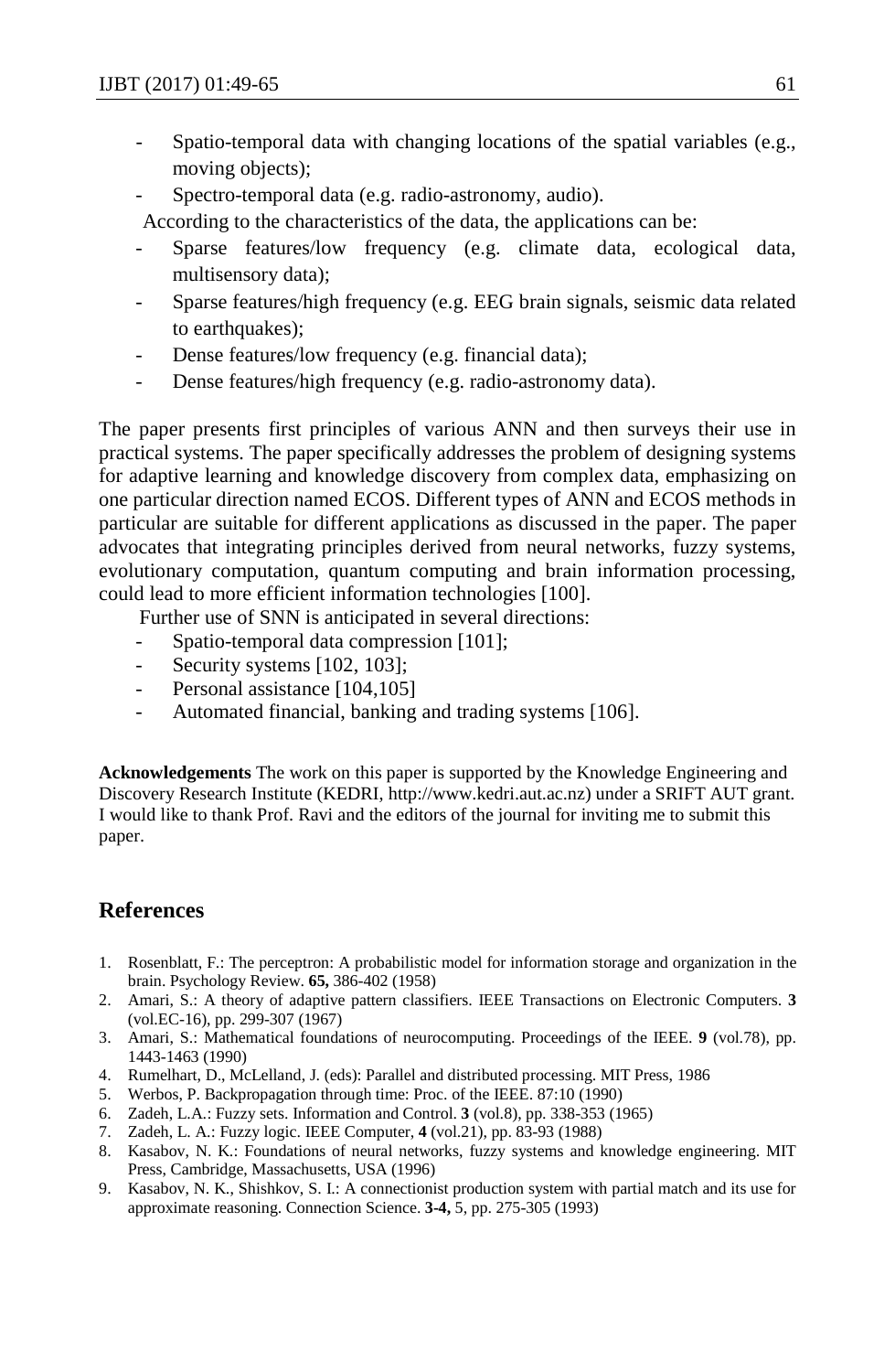- Spatio-temporal data with changing locations of the spatial variables (e.g., moving objects);
- Spectro-temporal data (e.g. radio-astronomy, audio).

According to the characteristics of the data, the applications can be:

- Sparse features/low frequency (e.g. climate data, ecological data, multisensory data);
- Sparse features/high frequency (e.g. EEG brain signals, seismic data related to earthquakes);
- Dense features/low frequency (e.g. financial data);
- Dense features/high frequency (e.g. radio-astronomy data).

The paper presents first principles of various ANN and then surveys their use in practical systems. The paper specifically addresses the problem of designing systems for adaptive learning and knowledge discovery from complex data, emphasizing on one particular direction named ECOS. Different types of ANN and ECOS methods in particular are suitable for different applications as discussed in the paper. The paper advocates that integrating principles derived from neural networks, fuzzy systems, evolutionary computation, quantum computing and brain information processing, could lead to more efficient information technologies [100].

Further use of SNN is anticipated in several directions:

- Spatio-temporal data compression [101];
- Security systems [102, 103];
- Personal assistance [104,105]
- Automated financial, banking and trading systems [106].

**Acknowledgements** The work on this paper is supported by the Knowledge Engineering and Discovery Research Institute (KEDRI, http://www.kedri.aut.ac.nz) under a SRIFT AUT grant. I would like to thank Prof. Ravi and the editors of the journal for inviting me to submit this paper.

## References

1. Rosenblatt, F.: The perceptron: A probabilistic model for information storage and organization in the brain. Psychology Review. **65,** 386-402 (1958)
2. Amari, S.: A theory of adaptive pattern classifiers. IEEE Transactions on Electronic Computers. **3** (vol.EC-16), pp. 299-307 (1967)
3. Amari, S.: Mathematical foundations of neurocomputing. Proceedings of the IEEE. **9** (vol.78), pp. 1443-1463 (1990)
4. Rumelhart, D., McLelland, J. (eds): Parallel and distributed processing. MIT Press, 1986
5. Werbos, P. Backpropagation through time: Proc. of the IEEE. 87:10 (1990)
6. Zadeh, L.A.: Fuzzy sets. Information and Control. **3** (vol.8), pp. 338-353 (1965)
7. Zadeh, L. A.: Fuzzy logic. IEEE Computer, **4** (vol.21), pp. 83-93 (1988)
8. Kasabov, N. K.: Foundations of neural networks, fuzzy systems and knowledge engineering. MIT Press, Cambridge, Massachusetts, USA (1996)
9. Kasabov, N. K., Shishkov, S. I.: A connectionist production system with partial match and its use for approximate reasoning. Connection Science. **3-4,** 5, pp. 275-305 (1993)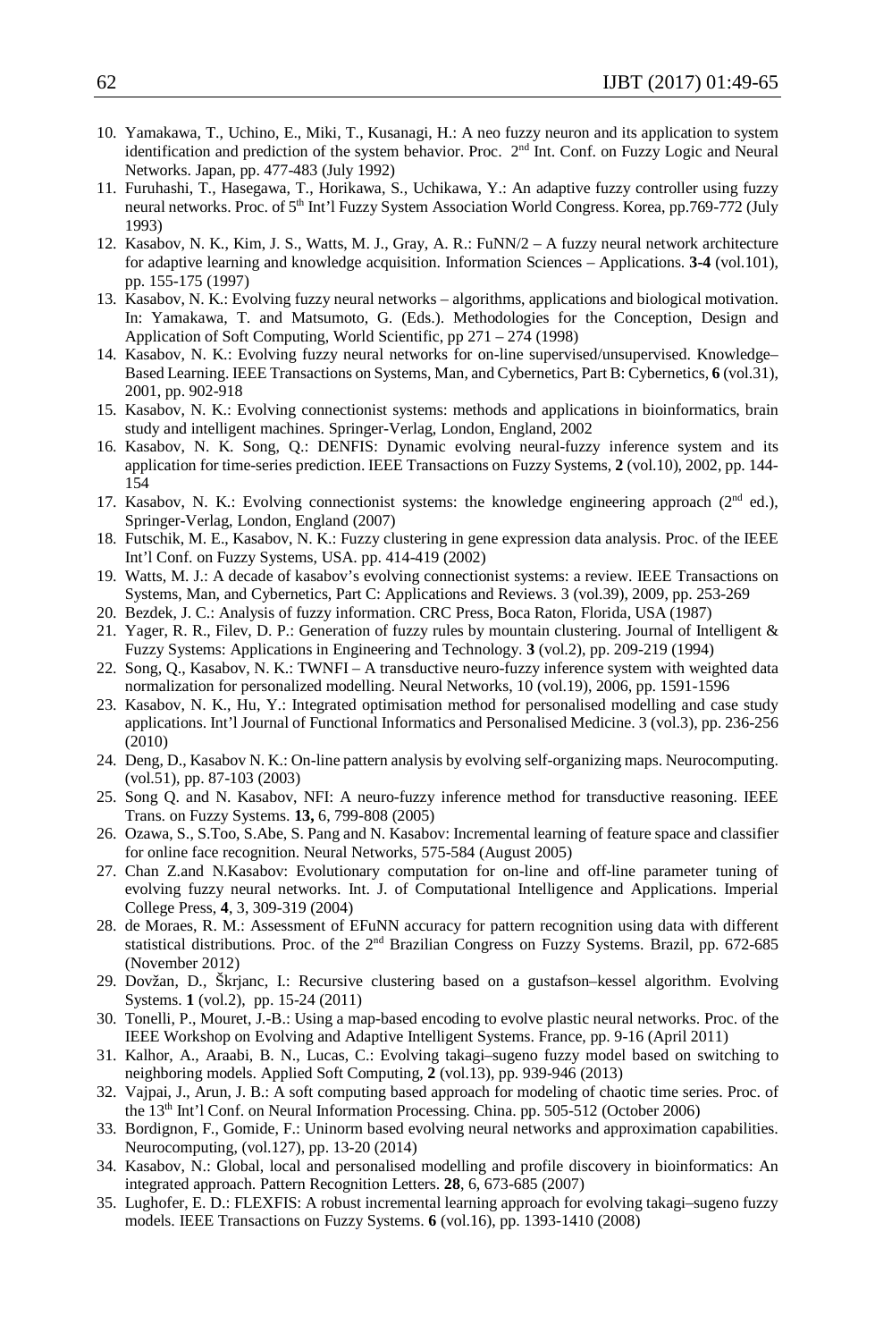10. Yamakawa, T., Uchino, E., Miki, T., Kusanagi, H.: A neo fuzzy neuron and its application to system identification and prediction of the system behavior. Proc. 2nd Int. Conf. on Fuzzy Logic and Neural Networks. Japan, pp. 477-483 (July 1992)
11. Furuhashi, T., Hasegawa, T., Horikawa, S., Uchikawa, Y.: An adaptive fuzzy controller using fuzzy neural networks. Proc. of 5th Int'l Fuzzy System Association World Congress. Korea, pp.769-772 (July 1993)
12. Kasabov, N. K., Kim, J. S., Watts, M. J., Gray, A. R.: FuNN/2 – A fuzzy neural network architecture for adaptive learning and knowledge acquisition. Information Sciences – Applications. **3-4** (vol.101), pp. 155-175 (1997)
13. Kasabov, N. K.: Evolving fuzzy neural networks – algorithms, applications and biological motivation. In: Yamakawa, T. and Matsumoto, G. (Eds.). Methodologies for the Conception, Design and Application of Soft Computing, World Scientific, pp 271 – 274 (1998)
14. Kasabov, N. K.: Evolving fuzzy neural networks for on-line supervised/unsupervised. Knowledge–Based Learning. IEEE Transactions on Systems, Man, and Cybernetics, Part B: Cybernetics, **6** (vol.31), 2001, pp. 902-918
15. Kasabov, N. K.: Evolving connectionist systems: methods and applications in bioinformatics, brain study and intelligent machines. Springer-Verlag, London, England, 2002
16. Kasabov, N. K. Song, Q.: DENFIS: Dynamic evolving neural-fuzzy inference system and its application for time-series prediction. IEEE Transactions on Fuzzy Systems, **2** (vol.10), 2002, pp. 144-154
17. Kasabov, N. K.: Evolving connectionist systems: the knowledge engineering approach (2nd ed.), Springer-Verlag, London, England (2007)
18. Futschik, M. E., Kasabov, N. K.: Fuzzy clustering in gene expression data analysis. Proc. of the IEEE Int'l Conf. on Fuzzy Systems, USA. pp. 414-419 (2002)
19. Watts, M. J.: A decade of kasabov's evolving connectionist systems: a review. IEEE Transactions on Systems, Man, and Cybernetics, Part C: Applications and Reviews. 3 (vol.39), 2009, pp. 253-269
20. Bezdek, J. C.: Analysis of fuzzy information. CRC Press, Boca Raton, Florida, USA (1987)
21. Yager, R. R., Filev, D. P.: Generation of fuzzy rules by mountain clustering. Journal of Intelligent & Fuzzy Systems: Applications in Engineering and Technology. **3** (vol.2), pp. 209-219 (1994)
22. Song, Q., Kasabov, N. K.: TWNFI – A transductive neuro-fuzzy inference system with weighted data normalization for personalized modelling. Neural Networks, 10 (vol.19), 2006, pp. 1591-1596
23. Kasabov, N. K., Hu, Y.: Integrated optimisation method for personalised modelling and case study applications. Int'l Journal of Functional Informatics and Personalised Medicine. 3 (vol.3), pp. 236-256 (2010)
24. Deng, D., Kasabov N. K.: On-line pattern analysis by evolving self-organizing maps. Neurocomputing. (vol.51), pp. 87-103 (2003)
25. Song Q. and N. Kasabov, NFI: A neuro-fuzzy inference method for transductive reasoning. IEEE Trans. on Fuzzy Systems. **13,** 6, 799-808 (2005)
26. Ozawa, S., S.Too, S.Abe, S. Pang and N. Kasabov: Incremental learning of feature space and classifier for online face recognition. Neural Networks, 575-584 (August 2005)
27. Chan Z.and N.Kasabov: Evolutionary computation for on-line and off-line parameter tuning of evolving fuzzy neural networks. Int. J. of Computational Intelligence and Applications. Imperial College Press, **4**, 3, 309-319 (2004)
28. de Moraes, R. M.: Assessment of EFuNN accuracy for pattern recognition using data with different statistical distributions. Proc. of the 2nd Brazilian Congress on Fuzzy Systems. Brazil, pp. 672-685 (November 2012)
29. Dovžan, D., Škrjanc, I.: Recursive clustering based on a gustafson–kessel algorithm. Evolving Systems. **1** (vol.2), pp. 15-24 (2011)
30. Tonelli, P., Mouret, J.-B.: Using a map-based encoding to evolve plastic neural networks. Proc. of the IEEE Workshop on Evolving and Adaptive Intelligent Systems. France, pp. 9-16 (April 2011)
31. Kalhor, A., Araabi, B. N., Lucas, C.: Evolving takagi–sugeno fuzzy model based on switching to neighboring models. Applied Soft Computing, **2** (vol.13), pp. 939-946 (2013)
32. Vajpai, J., Arun, J. B.: A soft computing based approach for modeling of chaotic time series. Proc. of the 13th Int'l Conf. on Neural Information Processing. China. pp. 505-512 (October 2006)
33. Bordignon, F., Gomide, F.: Uninorm based evolving neural networks and approximation capabilities. Neurocomputing, (vol.127), pp. 13-20 (2014)
34. Kasabov, N.: Global, local and personalised modelling and profile discovery in bioinformatics: An integrated approach. Pattern Recognition Letters. **28**, 6, 673-685 (2007)
35. Lughofer, E. D.: FLEXFIS: A robust incremental learning approach for evolving takagi–sugeno fuzzy models. IEEE Transactions on Fuzzy Systems. **6** (vol.16), pp. 1393-1410 (2008)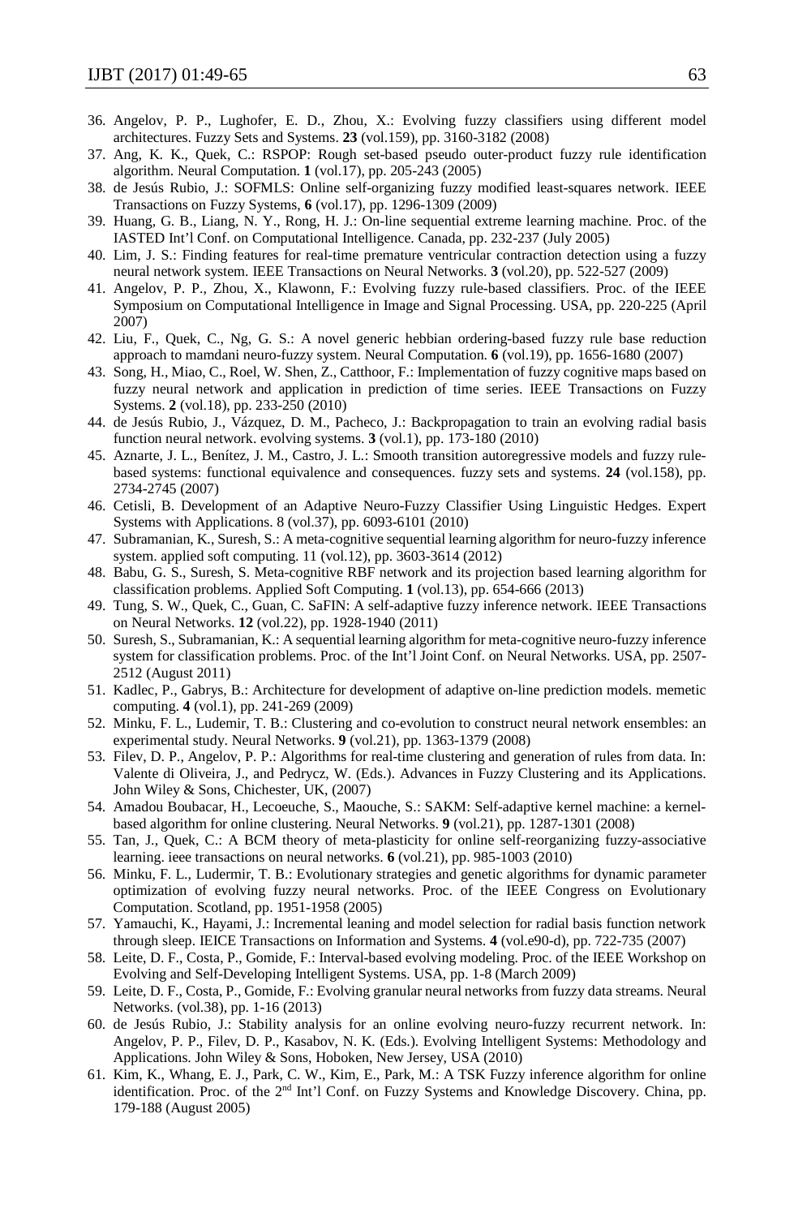36. Angelov, P. P., Lughofer, E. D., Zhou, X.: Evolving fuzzy classifiers using different model architectures. Fuzzy Sets and Systems. **23** (vol.159), pp. 3160-3182 (2008)
37. Ang, K. K., Quek, C.: RSPOP: Rough set-based pseudo outer-product fuzzy rule identification algorithm. Neural Computation. **1** (vol.17), pp. 205-243 (2005)
38. de Jesús Rubio, J.: SOFMLS: Online self-organizing fuzzy modified least-squares network. IEEE Transactions on Fuzzy Systems, **6** (vol.17), pp. 1296-1309 (2009)
39. Huang, G. B., Liang, N. Y., Rong, H. J.: On-line sequential extreme learning machine. Proc. of the IASTED Int'l Conf. on Computational Intelligence. Canada, pp. 232-237 (July 2005)
40. Lim, J. S.: Finding features for real-time premature ventricular contraction detection using a fuzzy neural network system. IEEE Transactions on Neural Networks. **3** (vol.20), pp. 522-527 (2009)
41. Angelov, P. P., Zhou, X., Klawonn, F.: Evolving fuzzy rule-based classifiers. Proc. of the IEEE Symposium on Computational Intelligence in Image and Signal Processing. USA, pp. 220-225 (April 2007)
42. Liu, F., Quek, C., Ng, G. S.: A novel generic hebbian ordering-based fuzzy rule base reduction approach to mamdani neuro-fuzzy system. Neural Computation. **6** (vol.19), pp. 1656-1680 (2007)
43. Song, H., Miao, C., Roel, W. Shen, Z., Catthoor, F.: Implementation of fuzzy cognitive maps based on fuzzy neural network and application in prediction of time series. IEEE Transactions on Fuzzy Systems. **2** (vol.18), pp. 233-250 (2010)
44. de Jesús Rubio, J., Vázquez, D. M., Pacheco, J.: Backpropagation to train an evolving radial basis function neural network. evolving systems. **3** (vol.1), pp. 173-180 (2010)
45. Aznarte, J. L., Benítez, J. M., Castro, J. L.: Smooth transition autoregressive models and fuzzy rule-based systems: functional equivalence and consequences. fuzzy sets and systems. **24** (vol.158), pp. 2734-2745 (2007)
46. Cetisli, B. Development of an Adaptive Neuro-Fuzzy Classifier Using Linguistic Hedges. Expert Systems with Applications. 8 (vol.37), pp. 6093-6101 (2010)
47. Subramanian, K., Suresh, S.: A meta-cognitive sequential learning algorithm for neuro-fuzzy inference system. applied soft computing. 11 (vol.12), pp. 3603-3614 (2012)
48. Babu, G. S., Suresh, S. Meta-cognitive RBF network and its projection based learning algorithm for classification problems. Applied Soft Computing. **1** (vol.13), pp. 654-666 (2013)
49. Tung, S. W., Quek, C., Guan, C. SaFIN: A self-adaptive fuzzy inference network. IEEE Transactions on Neural Networks. **12** (vol.22), pp. 1928-1940 (2011)
50. Suresh, S., Subramanian, K.: A sequential learning algorithm for meta-cognitive neuro-fuzzy inference system for classification problems. Proc. of the Int'l Joint Conf. on Neural Networks. USA, pp. 2507-2512 (August 2011)
51. Kadlec, P., Gabrys, B.: Architecture for development of adaptive on-line prediction models. memetic computing. **4** (vol.1), pp. 241-269 (2009)
52. Minku, F. L., Ludemir, T. B.: Clustering and co-evolution to construct neural network ensembles: an experimental study. Neural Networks. **9** (vol.21), pp. 1363-1379 (2008)
53. Filev, D. P., Angelov, P. P.: Algorithms for real-time clustering and generation of rules from data. In: Valente di Oliveira, J., and Pedrycz, W. (Eds.). Advances in Fuzzy Clustering and its Applications. John Wiley & Sons, Chichester, UK, (2007)
54. Amadou Boubacar, H., Lecoeuche, S., Maouche, S.: SAKM: Self-adaptive kernel machine: a kernel-based algorithm for online clustering. Neural Networks. **9** (vol.21), pp. 1287-1301 (2008)
55. Tan, J., Quek, C.: A BCM theory of meta-plasticity for online self-reorganizing fuzzy-associative learning. ieee transactions on neural networks. **6** (vol.21), pp. 985-1003 (2010)
56. Minku, F. L., Ludermir, T. B.: Evolutionary strategies and genetic algorithms for dynamic parameter optimization of evolving fuzzy neural networks. Proc. of the IEEE Congress on Evolutionary Computation. Scotland, pp. 1951-1958 (2005)
57. Yamauchi, K., Hayami, J.: Incremental leaning and model selection for radial basis function network through sleep. IEICE Transactions on Information and Systems. **4** (vol.e90-d), pp. 722-735 (2007)
58. Leite, D. F., Costa, P., Gomide, F.: Interval-based evolving modeling. Proc. of the IEEE Workshop on Evolving and Self-Developing Intelligent Systems. USA, pp. 1-8 (March 2009)
59. Leite, D. F., Costa, P., Gomide, F.: Evolving granular neural networks from fuzzy data streams. Neural Networks. (vol.38), pp. 1-16 (2013)
60. de Jesús Rubio, J.: Stability analysis for an online evolving neuro-fuzzy recurrent network. In: Angelov, P. P., Filev, D. P., Kasabov, N. K. (Eds.). Evolving Intelligent Systems: Methodology and Applications. John Wiley & Sons, Hoboken, New Jersey, USA (2010)
61. Kim, K., Whang, E. J., Park, C. W., Kim, E., Park, M.: A TSK Fuzzy inference algorithm for online identification. Proc. of the 2nd Int'l Conf. on Fuzzy Systems and Knowledge Discovery. China, pp. 179-188 (August 2005)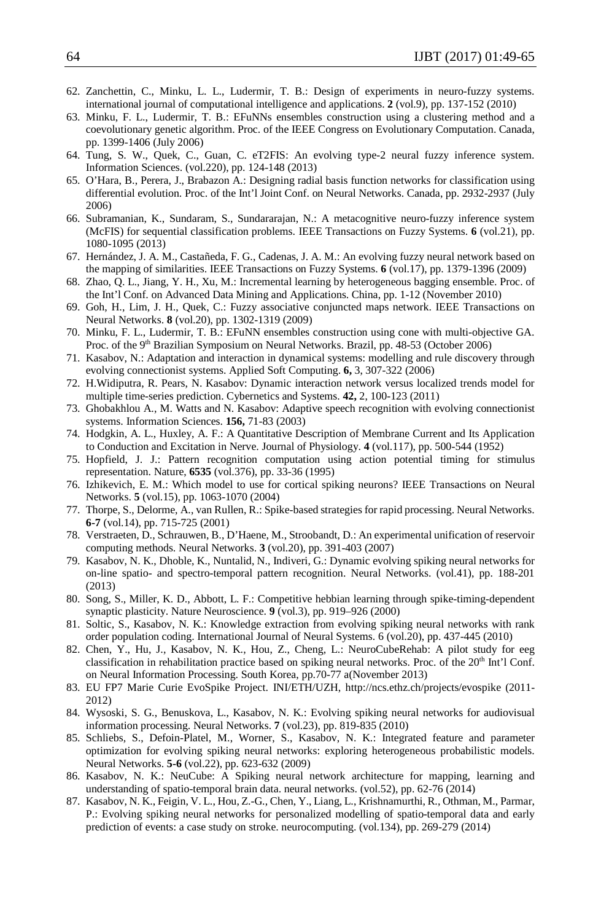62. Zanchettin, C., Minku, L. L., Ludermir, T. B.: Design of experiments in neuro-fuzzy systems. international journal of computational intelligence and applications. **2** (vol.9), pp. 137-152 (2010)
63. Minku, F. L., Ludermir, T. B.: EFuNNs ensembles construction using a clustering method and a coevolutionary genetic algorithm. Proc. of the IEEE Congress on Evolutionary Computation. Canada, pp. 1399-1406 (July 2006)
64. Tung, S. W., Quek, C., Guan, C. eT2FIS: An evolving type-2 neural fuzzy inference system. Information Sciences. (vol.220), pp. 124-148 (2013)
65. O'Hara, B., Perera, J., Brabazon A.: Designing radial basis function networks for classification using differential evolution. Proc. of the Int'l Joint Conf. on Neural Networks. Canada, pp. 2932-2937 (July 2006)
66. Subramanian, K., Sundaram, S., Sundararajan, N.: A metacognitive neuro-fuzzy inference system (McFIS) for sequential classification problems. IEEE Transactions on Fuzzy Systems. **6** (vol.21), pp. 1080-1095 (2013)
67. Hernández, J. A. M., Castañeda, F. G., Cadenas, J. A. M.: An evolving fuzzy neural network based on the mapping of similarities. IEEE Transactions on Fuzzy Systems. **6** (vol.17), pp. 1379-1396 (2009)
68. Zhao, Q. L., Jiang, Y. H., Xu, M.: Incremental learning by heterogeneous bagging ensemble. Proc. of the Int'l Conf. on Advanced Data Mining and Applications. China, pp. 1-12 (November 2010)
69. Goh, H., Lim, J. H., Quek, C.: Fuzzy associative conjuncted maps network. IEEE Transactions on Neural Networks. **8** (vol.20), pp. 1302-1319 (2009)
70. Minku, F. L., Ludermir, T. B.: EFuNN ensembles construction using cone with multi-objective GA. Proc. of the 9th Brazilian Symposium on Neural Networks. Brazil, pp. 48-53 (October 2006)
71. Kasabov, N.: Adaptation and interaction in dynamical systems: modelling and rule discovery through evolving connectionist systems. Applied Soft Computing. **6,** 3, 307-322 (2006)
72. H.Widiputra, R. Pears, N. Kasabov: Dynamic interaction network versus localized trends model for multiple time-series prediction. Cybernetics and Systems. **42,** 2, 100-123 (2011)
73. Ghobakhlou A., M. Watts and N. Kasabov: Adaptive speech recognition with evolving connectionist systems. Information Sciences. **156,** 71-83 (2003)
74. Hodgkin, A. L., Huxley, A. F.: A Quantitative Description of Membrane Current and Its Application to Conduction and Excitation in Nerve. Journal of Physiology. **4** (vol.117), pp. 500-544 (1952)
75. Hopfield, J. J.: Pattern recognition computation using action potential timing for stimulus representation. Nature, **6535** (vol.376), pp. 33-36 (1995)
76. Izhikevich, E. M.: Which model to use for cortical spiking neurons? IEEE Transactions on Neural Networks. **5** (vol.15), pp. 1063-1070 (2004)
77. Thorpe, S., Delorme, A., van Rullen, R.: Spike-based strategies for rapid processing. Neural Networks. **6-7** (vol.14), pp. 715-725 (2001)
78. Verstraeten, D., Schrauwen, B., D'Haene, M., Stroobandt, D.: An experimental unification of reservoir computing methods. Neural Networks. **3** (vol.20), pp. 391-403 (2007)
79. Kasabov, N. K., Dhoble, K., Nuntalid, N., Indiveri, G.: Dynamic evolving spiking neural networks for on-line spatio- and spectro-temporal pattern recognition. Neural Networks. (vol.41), pp. 188-201 (2013)
80. Song, S., Miller, K. D., Abbott, L. F.: Competitive hebbian learning through spike-timing-dependent synaptic plasticity. Nature Neuroscience. **9** (vol.3), pp. 919–926 (2000)
81. Soltic, S., Kasabov, N. K.: Knowledge extraction from evolving spiking neural networks with rank order population coding. International Journal of Neural Systems. 6 (vol.20), pp. 437-445 (2010)
82. Chen, Y., Hu, J., Kasabov, N. K., Hou, Z., Cheng, L.: NeuroCubeRehab: A pilot study for eeg classification in rehabilitation practice based on spiking neural networks. Proc. of the 20th Int'l Conf. on Neural Information Processing. South Korea, pp.70-77 a(November 2013)
83. EU FP7 Marie Curie EvoSpike Project. INI/ETH/UZH, http://ncs.ethz.ch/projects/evospike (2011-2012)
84. Wysoski, S. G., Benuskova, L., Kasabov, N. K.: Evolving spiking neural networks for audiovisual information processing. Neural Networks. **7** (vol.23), pp. 819-835 (2010)
85. Schliebs, S., Defoin-Platel, M., Worner, S., Kasabov, N. K.: Integrated feature and parameter optimization for evolving spiking neural networks: exploring heterogeneous probabilistic models. Neural Networks. **5-6** (vol.22), pp. 623-632 (2009)
86. Kasabov, N. K.: NeuCube: A Spiking neural network architecture for mapping, learning and understanding of spatio-temporal brain data. neural networks. (vol.52), pp. 62-76 (2014)
87. Kasabov, N. K., Feigin, V. L., Hou, Z.-G., Chen, Y., Liang, L., Krishnamurthi, R., Othman, M., Parmar, P.: Evolving spiking neural networks for personalized modelling of spatio-temporal data and early prediction of events: a case study on stroke. neurocomputing. (vol.134), pp. 269-279 (2014)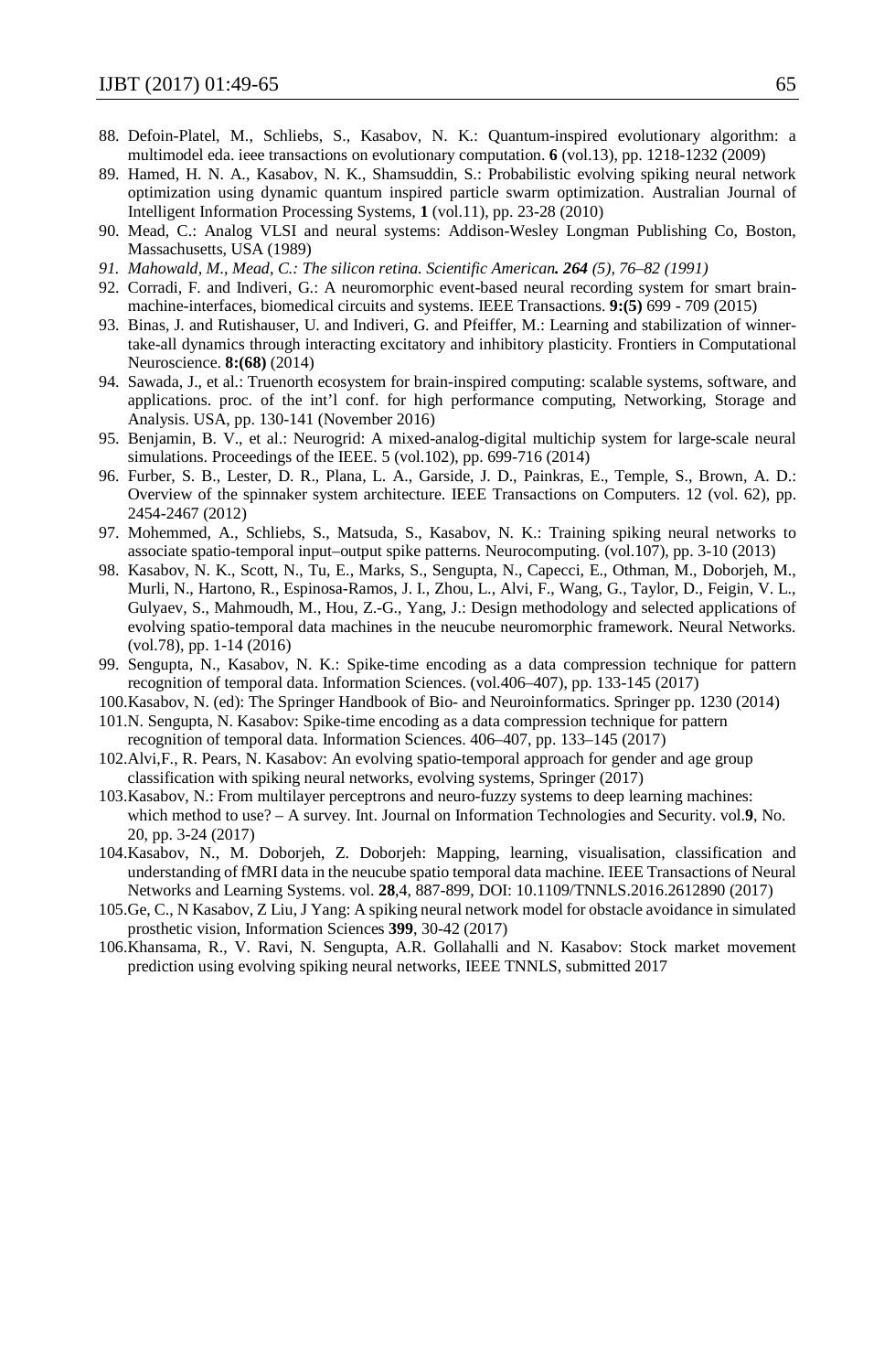88. Defoin-Platel, M., Schliebs, S., Kasabov, N. K.: Quantum-inspired evolutionary algorithm: a multimodel eda. ieee transactions on evolutionary computation. **6** (vol.13), pp. 1218-1232 (2009)
89. Hamed, H. N. A., Kasabov, N. K., Shamsuddin, S.: Probabilistic evolving spiking neural network optimization using dynamic quantum inspired particle swarm optimization. Australian Journal of Intelligent Information Processing Systems, **1** (vol.11), pp. 23-28 (2010)
90. Mead, C.: Analog VLSI and neural systems: Addison-Wesley Longman Publishing Co, Boston, Massachusetts, USA (1989)
91. *Mahowald, M., Mead, C.: The silicon retina. Scientific American.* ***264*** *(5), 76–82 (1991)*
92. Corradi, F. and Indiveri, G.: A neuromorphic event-based neural recording system for smart brain-machine-interfaces, biomedical circuits and systems. IEEE Transactions. **9:(5)** 699 - 709 (2015)
93. Binas, J. and Rutishauser, U. and Indiveri, G. and Pfeiffer, M.: Learning and stabilization of winner-take-all dynamics through interacting excitatory and inhibitory plasticity. Frontiers in Computational Neuroscience. **8:(68)** (2014)
94. Sawada, J., et al.: Truenorth ecosystem for brain-inspired computing: scalable systems, software, and applications. proc. of the int'l conf. for high performance computing, Networking, Storage and Analysis. USA, pp. 130-141 (November 2016)
95. Benjamin, B. V., et al.: Neurogrid: A mixed-analog-digital multichip system for large-scale neural simulations. Proceedings of the IEEE. 5 (vol.102), pp. 699-716 (2014)
96. Furber, S. B., Lester, D. R., Plana, L. A., Garside, J. D., Painkras, E., Temple, S., Brown, A. D.: Overview of the spinnaker system architecture. IEEE Transactions on Computers. 12 (vol. 62), pp. 2454-2467 (2012)
97. Mohemmed, A., Schliebs, S., Matsuda, S., Kasabov, N. K.: Training spiking neural networks to associate spatio-temporal input–output spike patterns. Neurocomputing. (vol.107), pp. 3-10 (2013)
98. Kasabov, N. K., Scott, N. M., Tu, E., Marks, S., Sengupta, N., Capecci, E., Othman, M., Doborjeh, M., Murli, N., Hartono, R., Espinosa-Ramos, J. I., Zhou, L., Alvi, F., Wang, G., Taylor, D., Feigin, V. L., Gulyaev, S., Mahmoudh, M., Hou, Z.-G., Yang, J.: Design methodology and selected applications of evolving spatio-temporal data machines in the neucube neuromorphic framework. Neural Networks. (vol.78), pp. 1-14 (2016)
99. Sengupta, N., Kasabov, N. K.: Spike-time encoding as a data compression technique for pattern recognition of temporal data. Information Sciences. (vol.406–407), pp. 133-145 (2017)
100. Kasabov, N. (ed): The Springer Handbook of Bio- and Neuroinformatics. Springer pp. 1230 (2014)
101. N. Sengupta, N. Kasabov: Spike-time encoding as a data compression technique for pattern recognition of temporal data. Information Sciences. 406–407, pp. 133–145 (2017)
102. Alvi,F., R. Pears, N. Kasabov: An evolving spatio-temporal approach for gender and age group classification with spiking neural networks, evolving systems, Springer (2017)
103. Kasabov, N.: From multilayer perceptrons and neuro-fuzzy systems to deep learning machines: which method to use? – A survey. Int. Journal on Information Technologies and Security. vol.**9**, No. 20, pp. 3-24 (2017)
104. Kasabov, N., M. Doborjeh, Z. Doborjeh: Mapping, learning, visualisation, classification and understanding of fMRI data in the neucube spatio temporal data machine. IEEE Transactions of Neural Networks and Learning Systems. vol. **28**,4, 887-899, DOI: 10.1109/TNNLS.2016.2612890 (2017)
105. Ge, C., N Kasabov, Z Liu, J Yang: A spiking neural network model for obstacle avoidance in simulated prosthetic vision, Information Sciences **399**, 30-42 (2017)
106. Khansama, R., V. Ravi, N. Sengupta, A.R. Gollahalli and N. Kasabov: Stock market movement prediction using evolving spiking neural networks, IEEE TNNLS, submitted 2017